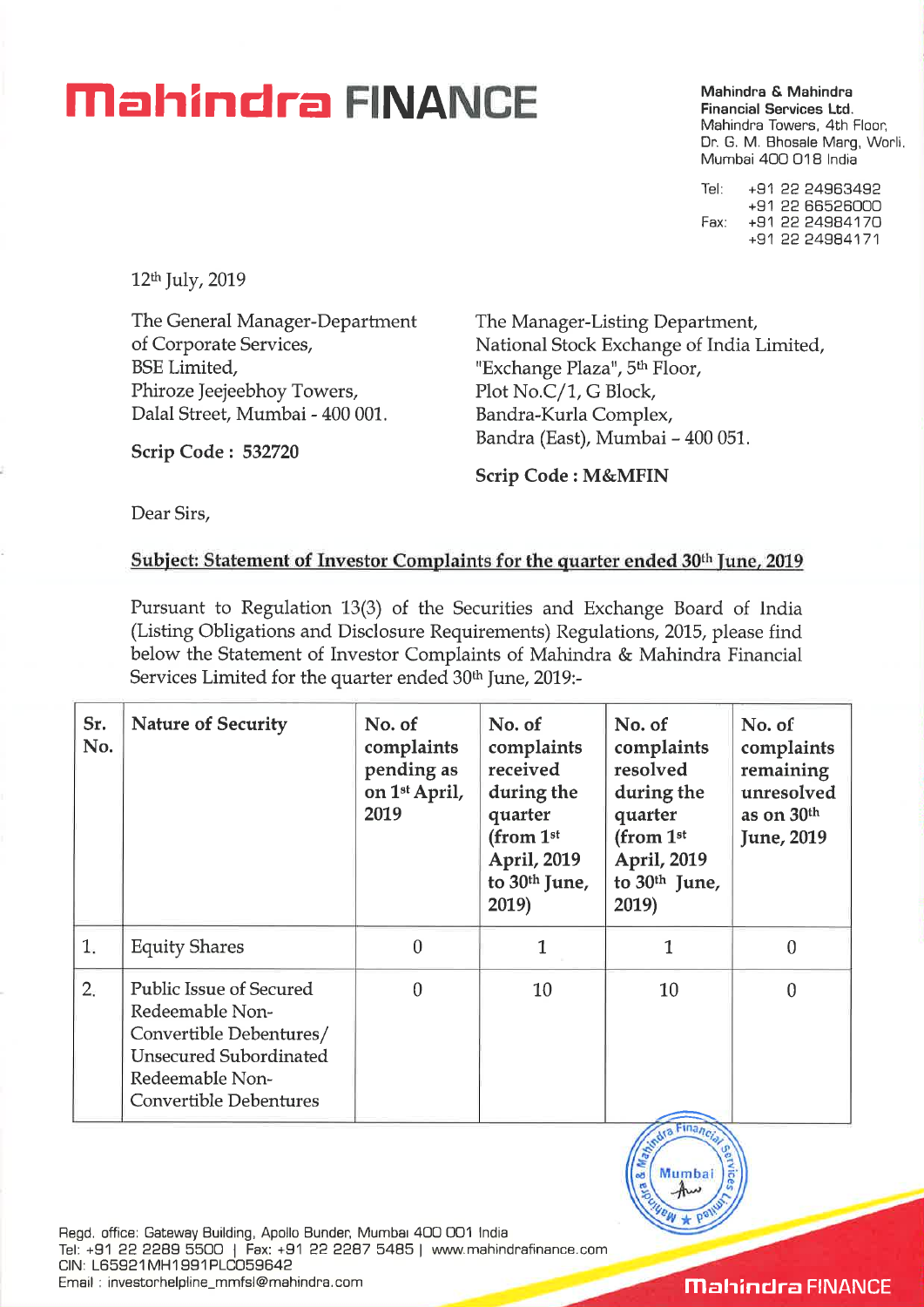# Mahindra FINANCE

**Mahindra & Mahindra Financial Services Ltd.**
Mahindra Towers, 4th Floor,
Dr. G. M. Bhosale Marg, Worli,
Mumbai 400 018 India

Tel: +91 22 24963492
+91 22 66526000
Fax: +91 22 24984170
+91 22 24984171

12th July, 2019

The General Manager-Department of Corporate Services,
BSE Limited,
Phiroze Jeejeebhoy Towers,
Dalal Street, Mumbai - 400 001.

**Scrip Code : 532720**

The Manager-Listing Department,
National Stock Exchange of India Limited,
"Exchange Plaza", 5th Floor,
Plot No.C/1, G Block,
Bandra-Kurla Complex,
Bandra (East), Mumbai – 400 051.

**Scrip Code : M&MFIN**

Dear Sirs,

**Subject: Statement of Investor Complaints for the quarter ended 30th June, 2019**

Pursuant to Regulation 13(3) of the Securities and Exchange Board of India (Listing Obligations and Disclosure Requirements) Regulations, 2015, please find below the Statement of Investor Complaints of Mahindra & Mahindra Financial Services Limited for the quarter ended 30th June, 2019:-

| Sr. No. | Nature of Security | No. of complaints pending as on 1st April, 2019 | No. of complaints received during the quarter (from 1st April, 2019 to 30th June, 2019) | No. of complaints resolved during the quarter (from 1st April, 2019 to 30th June, 2019) | No. of complaints remaining unresolved as on 30th June, 2019 |
|---|---|---|---|---|---|
| 1. | Equity Shares | 0 | 1 | 1 | 0 |
| 2. | Public Issue of Secured Redeemable Non-Convertible Debentures/ Unsecured Subordinated Redeemable Non-Convertible Debentures | 0 | 10 | 10 | 0 |

Regd. office: Gateway Building, Apollo Bunder, Mumbai 400 001 India
Tel: +91 22 2289 5500 | Fax: +91 22 2287 5485 | www.mahindrafinance.com
CIN: L65921MH1991PLC059642
Email : investorhelpline_mmfsl@mahindra.com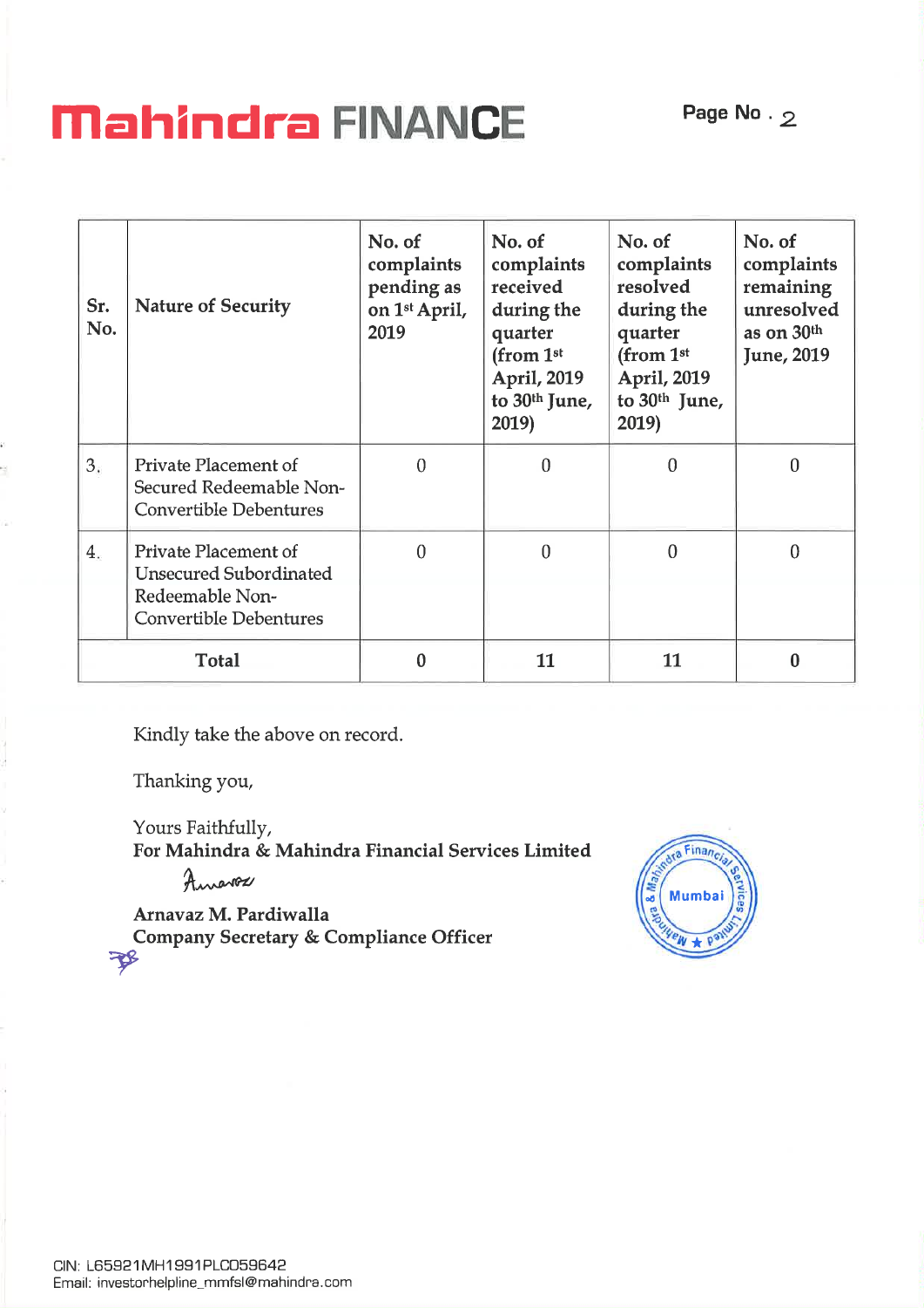| Sr. No. | Nature of Security | No. of complaints pending as on 1st April, 2019 | No. of complaints received during the quarter (from 1st April, 2019 to 30th June, 2019) | No. of complaints resolved during the quarter (from 1st April, 2019 to 30th June, 2019) | No. of complaints remaining unresolved as on 30th June, 2019 |
|---|---|---|---|---|---|
| 3. | Private Placement of Secured Redeemable Non-Convertible Debentures | 0 | 0 | 0 | 0 |
| 4. | Private Placement of Unsecured Subordinated Redeemable Non-Convertible Debentures | 0 | 0 | 0 | 0 |
| **Total** | | **0** | **11** | **11** | **0** |

Kindly take the above on record.

Thanking you,

Yours Faithfully,
**For Mahindra & Mahindra Financial Services Limited**

**Arnavaz M. Pardiwalla**
**Company Secretary & Compliance Officer**

CIN: L65921MH1991PLC059642
Email: investorhelpline_mmfsl@mahindra.com